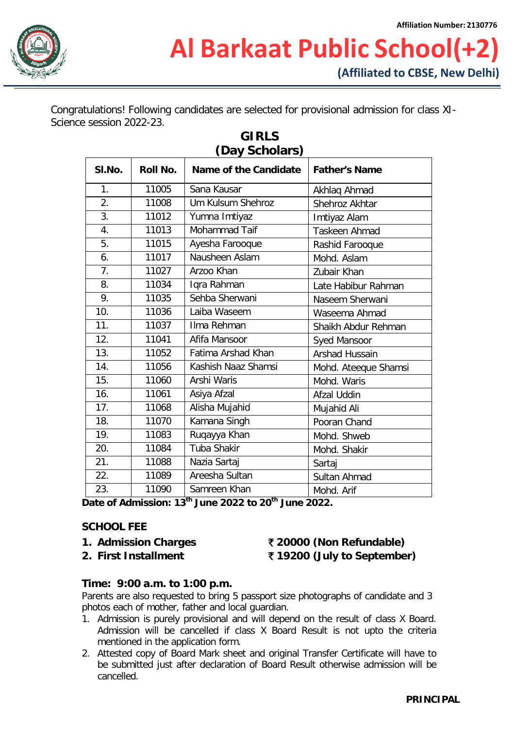Affiliation Number: 2130776

# Al Barkaat Public School(+2)

**(Affiliated to CBSE, New Delhi)**

Congratulations! Following candidates are selected for provisional admission for class XI-Science session 2022-23.

## GIRLS
## (Day Scholars)

| Sl.No. | Roll No. | Name of the Candidate | Father's Name |
|---|---|---|---|
| 1. | 11005 | Sana Kausar | Akhlaq Ahmad |
| 2. | 11008 | Um Kulsum Shehroz | Shehroz Akhtar |
| 3. | 11012 | Yumna Imtiyaz | Imtiyaz Alam |
| 4. | 11013 | Mohammad Taif | Taskeen Ahmad |
| 5. | 11015 | Ayesha Farooque | Rashid Farooque |
| 6. | 11017 | Nausheen Aslam | Mohd. Aslam |
| 7. | 11027 | Arzoo Khan | Zubair Khan |
| 8. | 11034 | Iqra Rahman | Late Habibur Rahman |
| 9. | 11035 | Sehba Sherwani | Naseem Sherwani |
| 10. | 11036 | Laiba Waseem | Waseema Ahmad |
| 11. | 11037 | Ilma Rehman | Shaikh Abdur Rehman |
| 12. | 11041 | Afifa Mansoor | Syed Mansoor |
| 13. | 11052 | Fatima Arshad Khan | Arshad Hussain |
| 14. | 11056 | Kashish Naaz Shamsi | Mohd. Ateeque Shamsi |
| 15. | 11060 | Arshi Waris | Mohd. Waris |
| 16. | 11061 | Asiya Afzal | Afzal Uddin |
| 17. | 11068 | Alisha Mujahid | Mujahid Ali |
| 18. | 11070 | Kamana Singh | Pooran Chand |
| 19. | 11083 | Ruqayya Khan | Mohd. Shweb |
| 20. | 11084 | Tuba Shakir | Mohd. Shakir |
| 21. | 11088 | Nazia Sartaj | Sartaj |
| 22. | 11089 | Areesha Sultan | Sultan Ahmad |
| 23. | 11090 | Samreen Khan | Mohd. Arif |

**Date of Admission: 13th June 2022 to 20th June 2022.**

**SCHOOL FEE**

1. **Admission Charges** **₹ 20000 (Non Refundable)**
2. **First Installment** **₹ 19200 (July to September)**

**Time: 9:00 a.m. to 1:00 p.m.**

Parents are also requested to bring 5 passport size photographs of candidate and 3 photos each of mother, father and local guardian.

1. Admission is purely provisional and will depend on the result of class X Board. Admission will be cancelled if class X Board Result is not upto the criteria mentioned in the application form.
2. Attested copy of Board Mark sheet and original Transfer Certificate will have to be submitted just after declaration of Board Result otherwise admission will be cancelled.

**PRINCIPAL**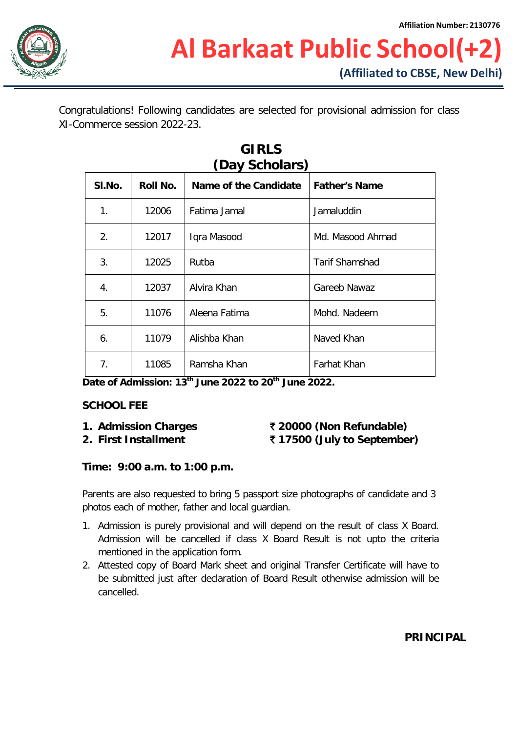Affiliation Number: 2130776

# Al Barkaat Public School(+2)

**(Affiliated to CBSE, New Delhi)**

Congratulations! Following candidates are selected for provisional admission for class XI-Commerce session 2022-23.

## GIRLS (Day Scholars)

| Sl.No. | Roll No. | Name of the Candidate | Father's Name |
|---|---|---|---|
| 1. | 12006 | Fatima Jamal | Jamaluddin |
| 2. | 12017 | Iqra Masood | Md. Masood Ahmad |
| 3. | 12025 | Rutba | Tarif Shamshad |
| 4. | 12037 | Alvira Khan | Gareeb Nawaz |
| 5. | 11076 | Aleena Fatima | Mohd. Nadeem |
| 6. | 11079 | Alishba Khan | Naved Khan |
| 7. | 11085 | Ramsha Khan | Farhat Khan |

**Date of Admission: 13th June 2022 to 20th June 2022.**

**SCHOOL FEE**

1. **Admission Charges** **₹ 20000 (Non Refundable)**
2. **First Installment** **₹ 17500 (July to September)**

**Time: 9:00 a.m. to 1:00 p.m.**

Parents are also requested to bring 5 passport size photographs of candidate and 3 photos each of mother, father and local guardian.

1. Admission is purely provisional and will depend on the result of class X Board. Admission will be cancelled if class X Board Result is not upto the criteria mentioned in the application form.
2. Attested copy of Board Mark sheet and original Transfer Certificate will have to be submitted just after declaration of Board Result otherwise admission will be cancelled.

**PRINCIPAL**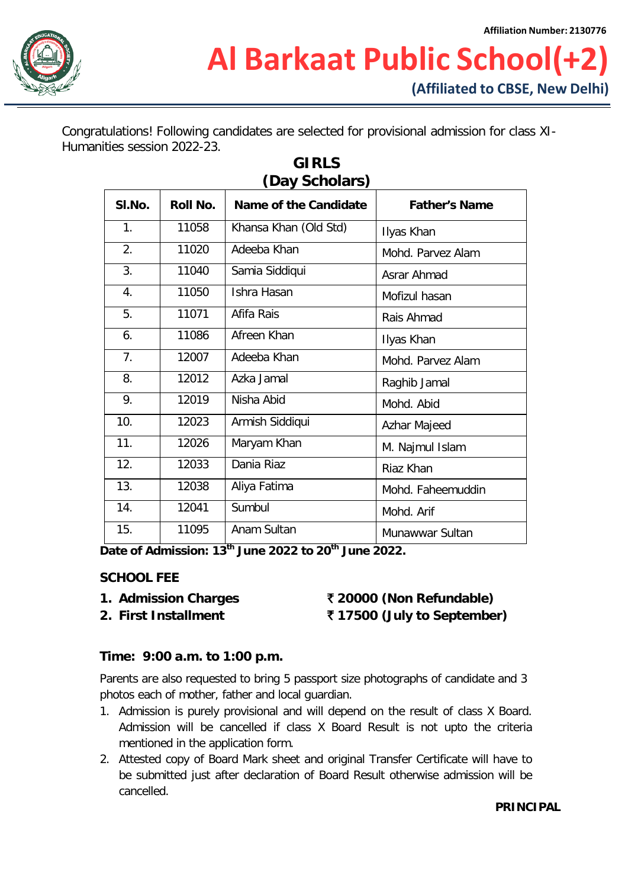Affiliation Number: 2130776

# Al Barkaat Public School(+2)

**(Affiliated to CBSE, New Delhi)**

Congratulations! Following candidates are selected for provisional admission for class XI-Humanities session 2022-23.

## GIRLS
## (Day Scholars)

| Sl.No. | Roll No. | Name of the Candidate | Father's Name |
|---|---|---|---|
| 1. | 11058 | Khansa Khan (Old Std) | Ilyas Khan |
| 2. | 11020 | Adeeba Khan | Mohd. Parvez Alam |
| 3. | 11040 | Samia Siddiqui | Asrar Ahmad |
| 4. | 11050 | Ishra Hasan | Mofizul hasan |
| 5. | 11071 | Afifa Rais | Rais Ahmad |
| 6. | 11086 | Afreen Khan | Ilyas Khan |
| 7. | 12007 | Adeeba Khan | Mohd. Parvez Alam |
| 8. | 12012 | Azka Jamal | Raghib Jamal |
| 9. | 12019 | Nisha Abid | Mohd. Abid |
| 10. | 12023 | Armish Siddiqui | Azhar Majeed |
| 11. | 12026 | Maryam Khan | M. Najmul Islam |
| 12. | 12033 | Dania Riaz | Riaz Khan |
| 13. | 12038 | Aliya Fatima | Mohd. Faheemuddin |
| 14. | 12041 | Sumbul | Mohd. Arif |
| 15. | 11095 | Anam Sultan | Munawwar Sultan |

**Date of Admission: 13th June 2022 to 20th June 2022.**

**SCHOOL FEE**

1. **Admission Charges** — **₹ 20000 (Non Refundable)**
2. **First Installment** — **₹ 17500 (July to September)**

**Time: 9:00 a.m. to 1:00 p.m.**

Parents are also requested to bring 5 passport size photographs of candidate and 3 photos each of mother, father and local guardian.

1. Admission is purely provisional and will depend on the result of class X Board. Admission will be cancelled if class X Board Result is not upto the criteria mentioned in the application form.
2. Attested copy of Board Mark sheet and original Transfer Certificate will have to be submitted just after declaration of Board Result otherwise admission will be cancelled.

**PRINCIPAL**